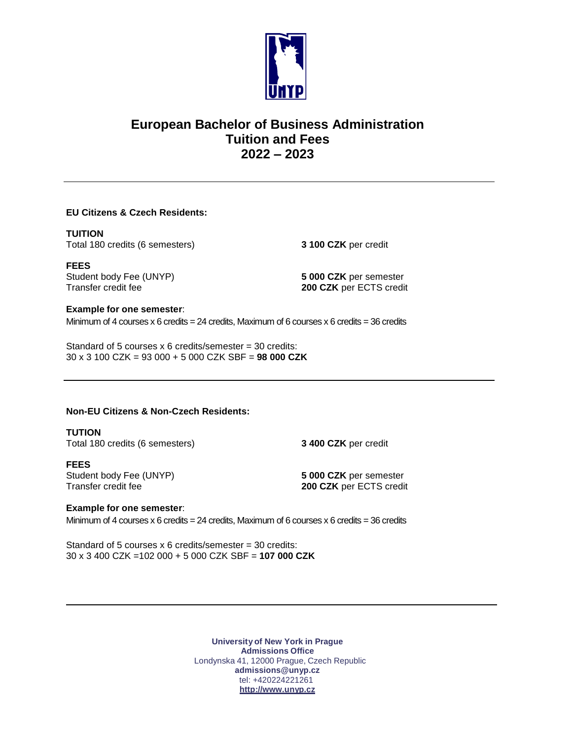# European Bachelor of Business Administration
# Tuition and Fees
# 2022 – 2023

---

**EU Citizens & Czech Residents:**

**TUITION**
Total 180 credits (6 semesters) **3 100 CZK** per credit

**FEES**
Student body Fee (UNYP) **5 000 CZK** per semester
Transfer credit fee **200 CZK** per ECTS credit

**Example for one semester**:
Minimum of 4 courses x 6 credits = 24 credits, Maximum of 6 courses x 6 credits = 36 credits

Standard of 5 courses x 6 credits/semester = 30 credits:
30 x 3 100 CZK = 93 000 + 5 000 CZK SBF = **98 000 CZK**

---

**Non-EU Citizens & Non-Czech Residents:**

**TUTION**
Total 180 credits (6 semesters) **3 400 CZK** per credit

**FEES**
Student body Fee (UNYP) **5 000 CZK** per semester
Transfer credit fee **200 CZK** per ECTS credit

**Example for one semester**:
Minimum of 4 courses x 6 credits = 24 credits, Maximum of 6 courses x 6 credits = 36 credits

Standard of 5 courses x 6 credits/semester = 30 credits:
30 x 3 400 CZK =102 000 + 5 000 CZK SBF = **107 000 CZK**

---

**University of New York in Prague**
**Admissions Office**
Londynska 41, 12000 Prague, Czech Republic
**admissions@unyp.cz**
tel: +420224221261
**http://www.unyp.cz**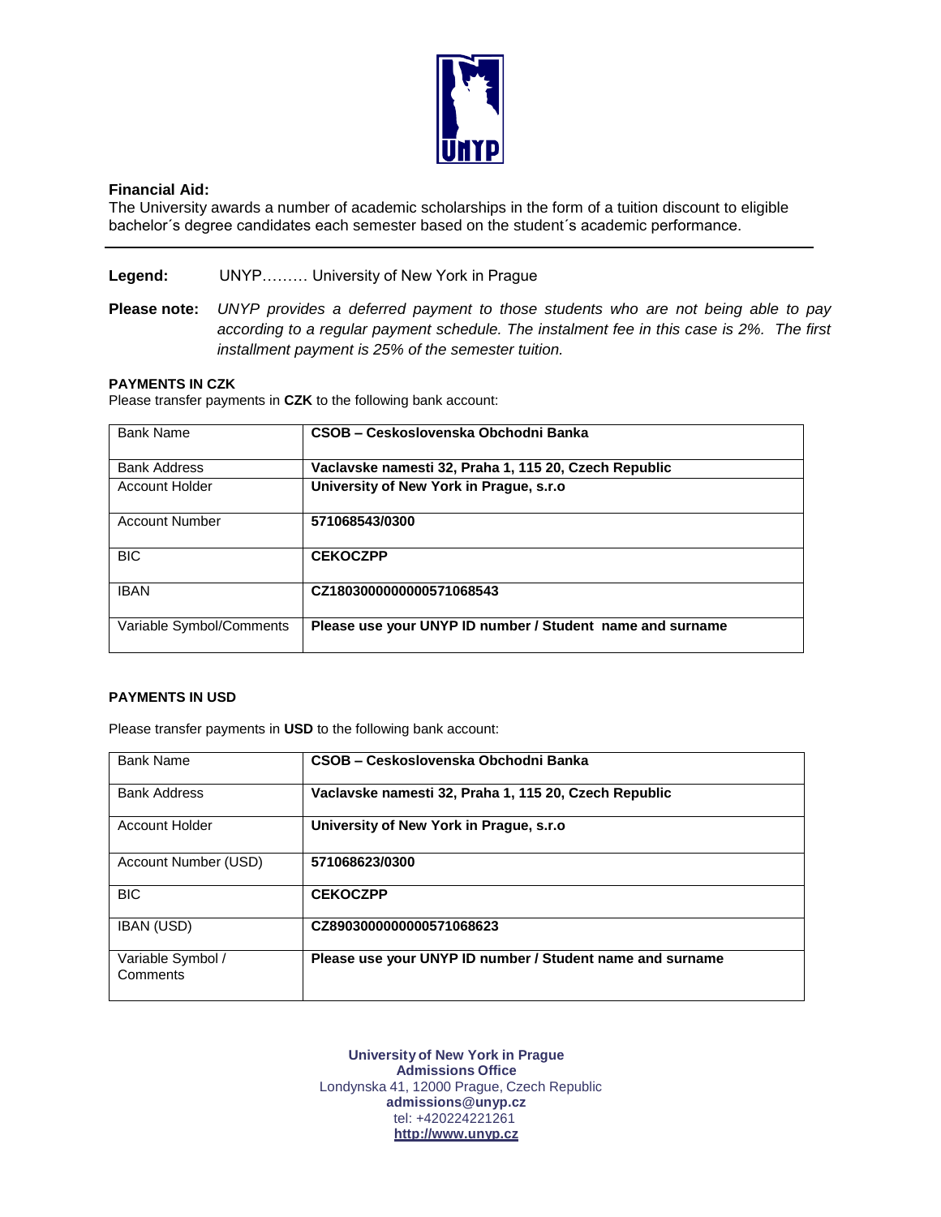**Financial Aid:**
The University awards a number of academic scholarships in the form of a tuition discount to eligible bachelor´s degree candidates each semester based on the student´s academic performance.

---

**Legend:** UNYP……… University of New York in Prague

**Please note:** *UNYP provides a deferred payment to those students who are not being able to pay according to a regular payment schedule. The instalment fee in this case is 2%. The first installment payment is 25% of the semester tuition.*

**PAYMENTS IN CZK**

Please transfer payments in **CZK** to the following bank account:

| | |
|---|---|
| Bank Name | **CSOB – Ceskoslovenska Obchodni Banka** |
| Bank Address | **Vaclavske namesti 32, Praha 1, 115 20, Czech Republic** |
| Account Holder | **University of New York in Prague, s.r.o** |
| Account Number | **571068543/0300** |
| BIC | **CEKOCZPP** |
| IBAN | **CZ1803000000000571068543** |
| Variable Symbol/Comments | **Please use your UNYP ID number / Student name and surname** |

**PAYMENTS IN USD**

Please transfer payments in **USD** to the following bank account:

| | |
|---|---|
| Bank Name | **CSOB – Ceskoslovenska Obchodni Banka** |
| Bank Address | **Vaclavske namesti 32, Praha 1, 115 20, Czech Republic** |
| Account Holder | **University of New York in Prague, s.r.o** |
| Account Number (USD) | **571068623/0300** |
| BIC | **CEKOCZPP** |
| IBAN (USD) | **CZ8903000000000571068623** |
| Variable Symbol / Comments | **Please use your UNYP ID number / Student name and surname** |

**University of New York in Prague**
**Admissions Office**
Londynska 41, 12000 Prague, Czech Republic
**admissions@unyp.cz**
tel: +420224221261
**http://www.unyp.cz**